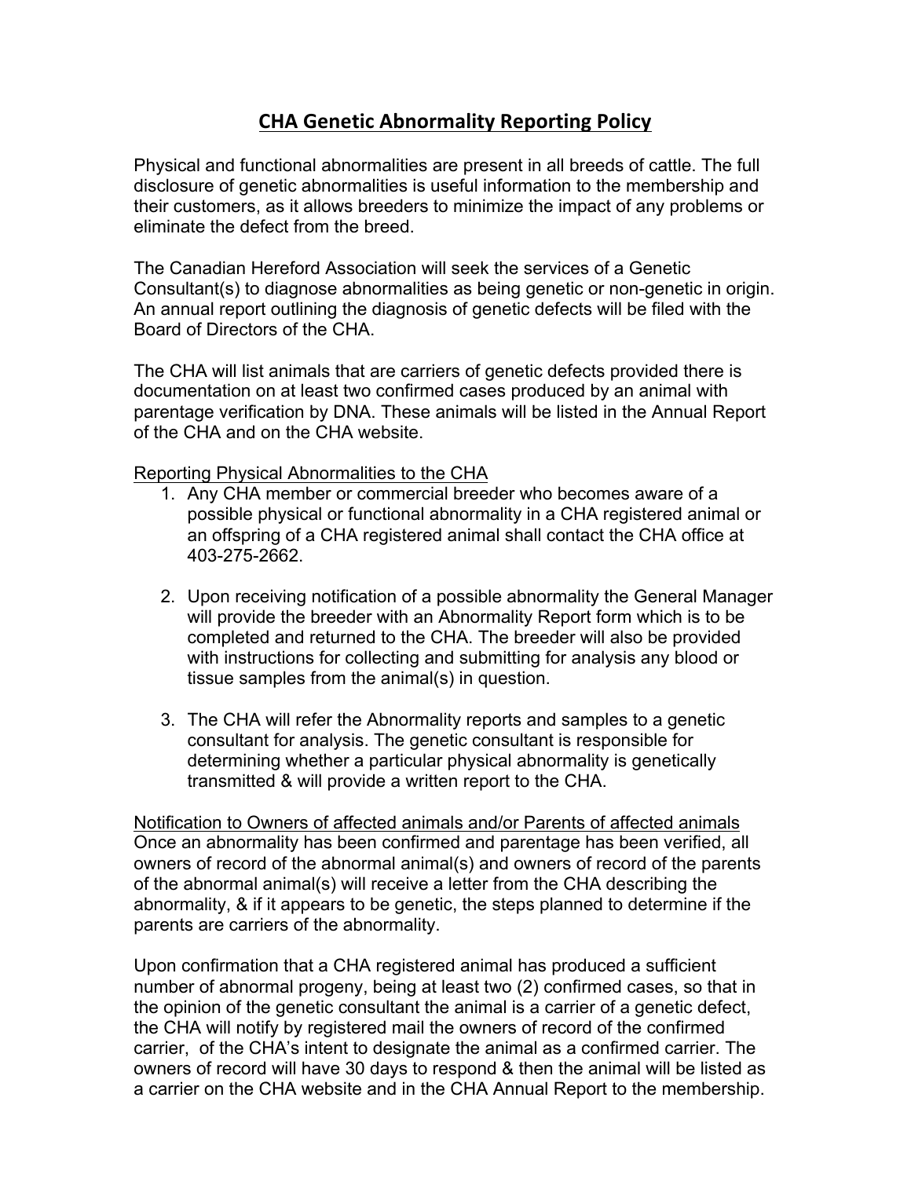# CHA Genetic Abnormality Reporting Policy

Physical and functional abnormalities are present in all breeds of cattle. The full disclosure of genetic abnormalities is useful information to the membership and their customers, as it allows breeders to minimize the impact of any problems or eliminate the defect from the breed.

The Canadian Hereford Association will seek the services of a Genetic Consultant(s) to diagnose abnormalities as being genetic or non-genetic in origin. An annual report outlining the diagnosis of genetic defects will be filed with the Board of Directors of the CHA.

The CHA will list animals that are carriers of genetic defects provided there is documentation on at least two confirmed cases produced by an animal with parentage verification by DNA. These animals will be listed in the Annual Report of the CHA and on the CHA website.

<u>Reporting Physical Abnormalities to the CHA</u>

1. Any CHA member or commercial breeder who becomes aware of a possible physical or functional abnormality in a CHA registered animal or an offspring of a CHA registered animal shall contact the CHA office at 403-275-2662.

2. Upon receiving notification of a possible abnormality the General Manager will provide the breeder with an Abnormality Report form which is to be completed and returned to the CHA. The breeder will also be provided with instructions for collecting and submitting for analysis any blood or tissue samples from the animal(s) in question.

3. The CHA will refer the Abnormality reports and samples to a genetic consultant for analysis. The genetic consultant is responsible for determining whether a particular physical abnormality is genetically transmitted & will provide a written report to the CHA.

<u>Notification to Owners of affected animals and/or Parents of affected animals</u>

Once an abnormality has been confirmed and parentage has been verified, all owners of record of the abnormal animal(s) and owners of record of the parents of the abnormal animal(s) will receive a letter from the CHA describing the abnormality, & if it appears to be genetic, the steps planned to determine if the parents are carriers of the abnormality.

Upon confirmation that a CHA registered animal has produced a sufficient number of abnormal progeny, being at least two (2) confirmed cases, so that in the opinion of the genetic consultant the animal is a carrier of a genetic defect, the CHA will notify by registered mail the owners of record of the confirmed carrier, of the CHA's intent to designate the animal as a confirmed carrier. The owners of record will have 30 days to respond & then the animal will be listed as a carrier on the CHA website and in the CHA Annual Report to the membership.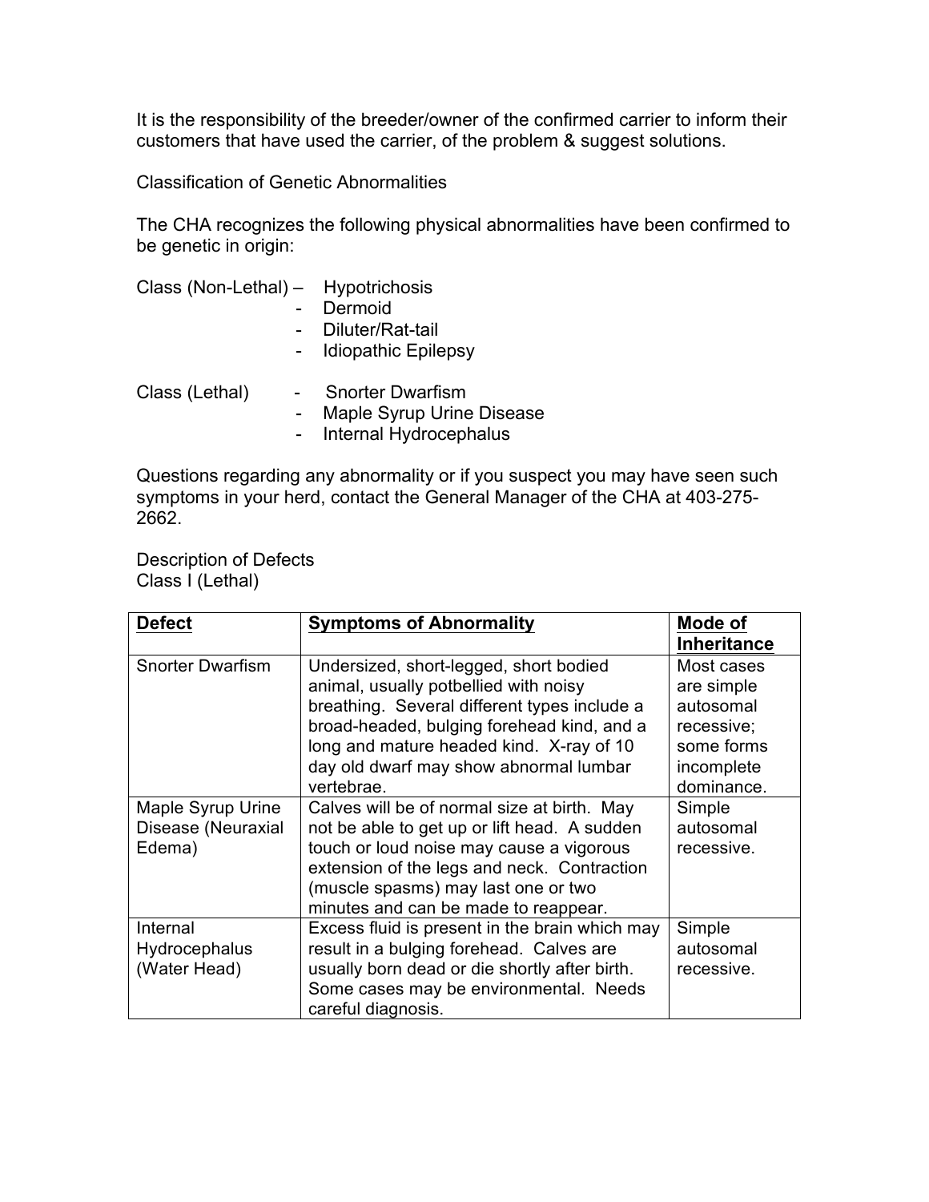It is the responsibility of the breeder/owner of the confirmed carrier to inform their customers that have used the carrier, of the problem & suggest solutions.

Classification of Genetic Abnormalities

The CHA recognizes the following physical abnormalities have been confirmed to be genetic in origin:

Class (Non-Lethal) –
- Hypotrichosis
- Dermoid
- Diluter/Rat-tail
- Idiopathic Epilepsy

Class (Lethal)
- Snorter Dwarfism
- Maple Syrup Urine Disease
- Internal Hydrocephalus

Questions regarding any abnormality or if you suspect you may have seen such symptoms in your herd, contact the General Manager of the CHA at 403-275-2662.

Description of Defects
Class I (Lethal)

| **Defect** | **Symptoms of Abnormality** | **Mode of Inheritance** |
|---|---|---|
| Snorter Dwarfism | Undersized, short-legged, short bodied animal, usually potbellied with noisy breathing. Several different types include a broad-headed, bulging forehead kind, and a long and mature headed kind. X-ray of 10 day old dwarf may show abnormal lumbar vertebrae. | Most cases are simple autosomal recessive; some forms incomplete dominance. |
| Maple Syrup Urine Disease (Neuraxial Edema) | Calves will be of normal size at birth. May not be able to get up or lift head. A sudden touch or loud noise may cause a vigorous extension of the legs and neck. Contraction (muscle spasms) may last one or two minutes and can be made to reappear. | Simple autosomal recessive. |
| Internal Hydrocephalus (Water Head) | Excess fluid is present in the brain which may result in a bulging forehead. Calves are usually born dead or die shortly after birth. Some cases may be environmental. Needs careful diagnosis. | Simple autosomal recessive. |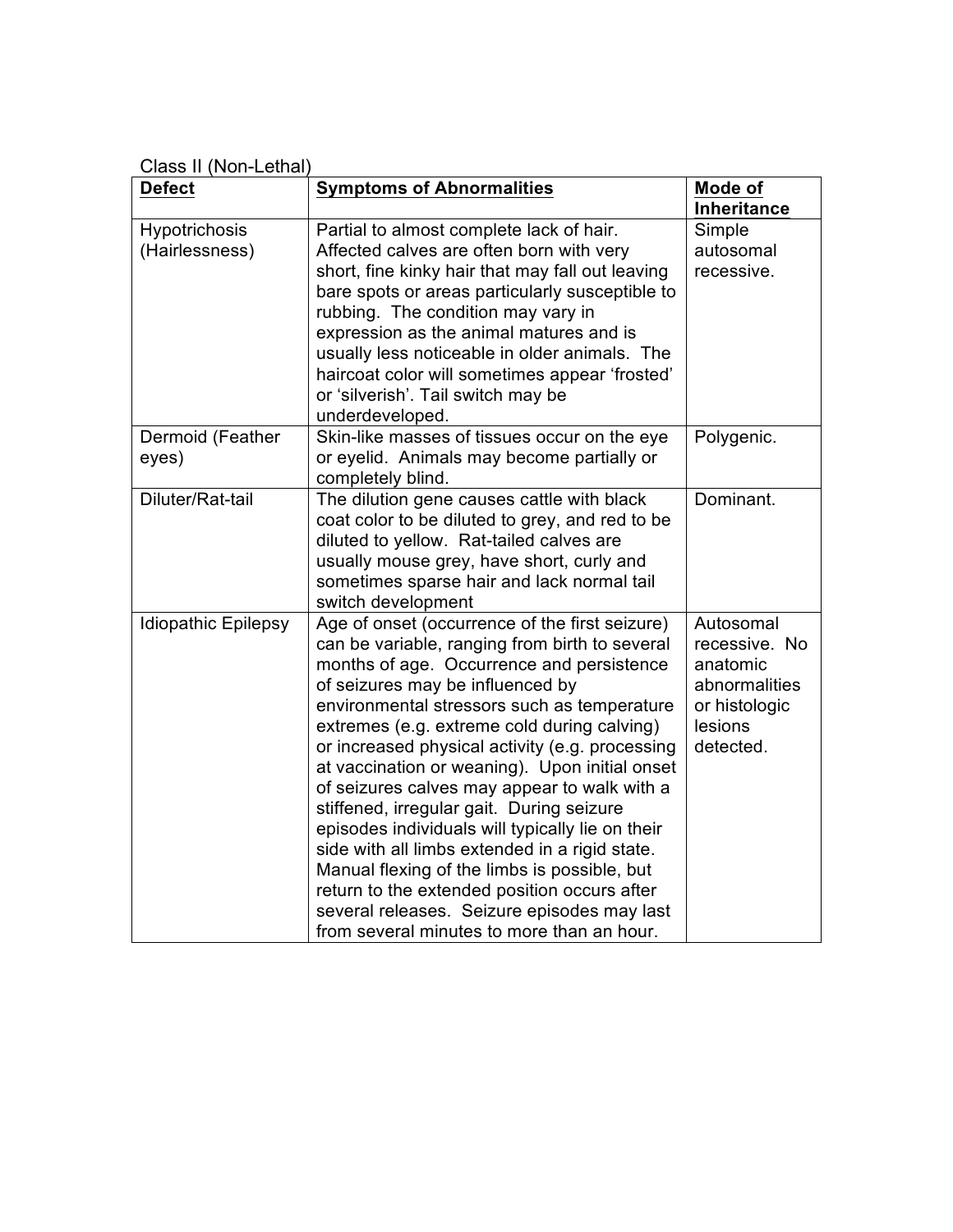Class II (Non-Lethal)

| **Defect** | **Symptoms of Abnormalities** | **Mode of Inheritance** |
|---|---|---|
| Hypotrichosis (Hairlessness) | Partial to almost complete lack of hair. Affected calves are often born with very short, fine kinky hair that may fall out leaving bare spots or areas particularly susceptible to rubbing. The condition may vary in expression as the animal matures and is usually less noticeable in older animals. The haircoat color will sometimes appear 'frosted' or 'silverish'. Tail switch may be underdeveloped. | Simple autosomal recessive. |
| Dermoid (Feather eyes) | Skin-like masses of tissues occur on the eye or eyelid. Animals may become partially or completely blind. | Polygenic. |
| Diluter/Rat-tail | The dilution gene causes cattle with black coat color to be diluted to grey, and red to be diluted to yellow. Rat-tailed calves are usually mouse grey, have short, curly and sometimes sparse hair and lack normal tail switch development | Dominant. |
| Idiopathic Epilepsy | Age of onset (occurrence of the first seizure) can be variable, ranging from birth to several months of age. Occurrence and persistence of seizures may be influenced by environmental stressors such as temperature extremes (e.g. extreme cold during calving) or increased physical activity (e.g. processing at vaccination or weaning). Upon initial onset of seizures calves may appear to walk with a stiffened, irregular gait. During seizure episodes individuals will typically lie on their side with all limbs extended in a rigid state. Manual flexing of the limbs is possible, but return to the extended position occurs after several releases. Seizure episodes may last from several minutes to more than an hour. | Autosomal recessive. No anatomic abnormalities or histologic lesions detected. |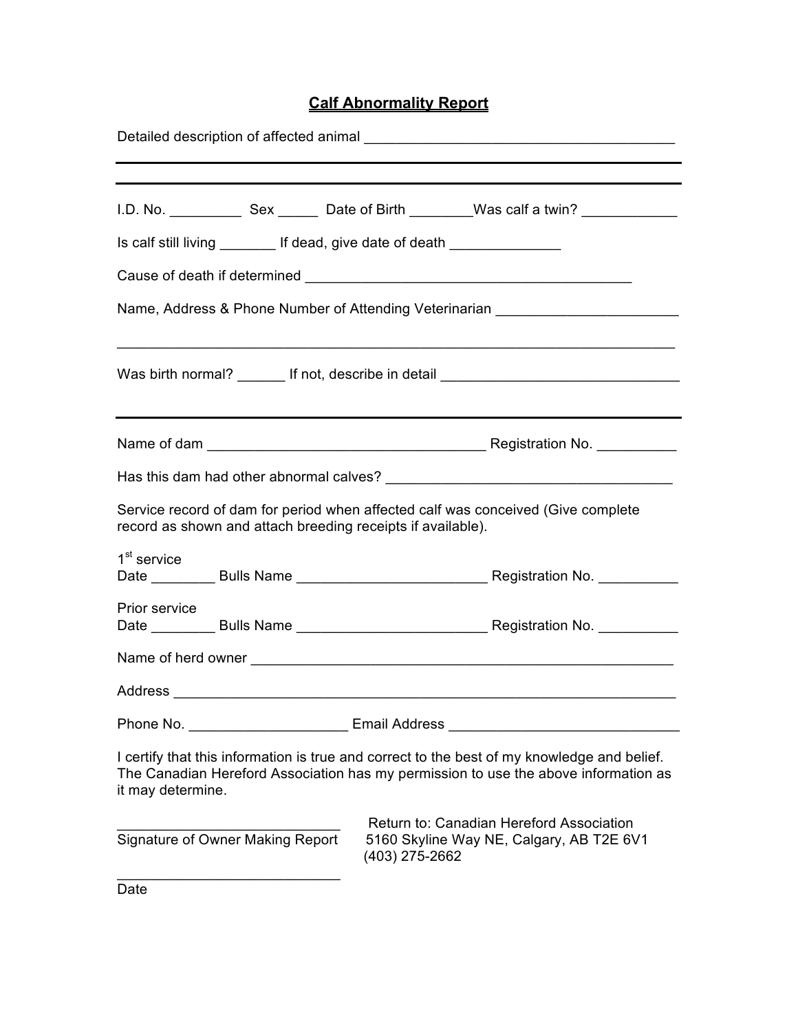# Calf Abnormality Report

Detailed description of affected animal _______________________________________

---

---

I.D. No. _________ Sex _____ Date of Birth ________Was calf a twin? ____________

Is calf still living _______ If dead, give date of death ______________

Cause of death if determined _________________________________________

Name, Address & Phone Number of Attending Veterinarian _______________________

_____________________________________________________________________

Was birth normal? ______ If not, describe in detail ______________________________

---

Name of dam ___________________________________ Registration No. __________

Has this dam had other abnormal calves? ___________________________________

Service record of dam for period when affected calf was conceived (Give complete record as shown and attach breeding receipts if available).

1st service
Date ________ Bulls Name _______________________ Registration No. __________

Prior service
Date ________ Bulls Name _______________________ Registration No. __________

Name of herd owner ______________________________________________________

Address ______________________________________________________________

Phone No. ___________________ Email Address ____________________________

I certify that this information is true and correct to the best of my knowledge and belief. The Canadian Hereford Association has my permission to use the above information as it may determine.

____________________________
Signature of Owner Making Report

Return to: Canadian Hereford Association
5160 Skyline Way NE, Calgary, AB T2E 6V1
(403) 275-2662

____________________________
Date